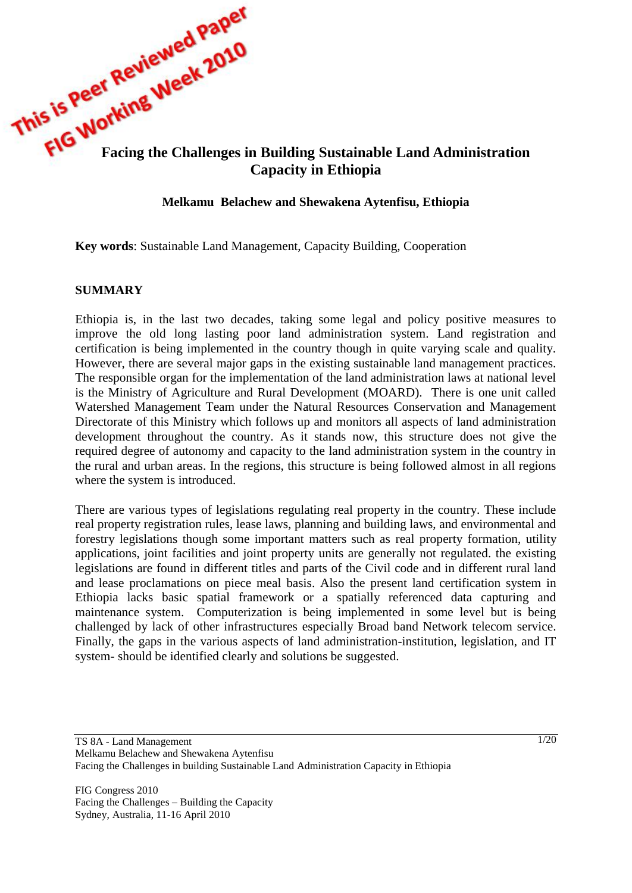This is Peer Reviewed Paper
FIG Working Week 2010

# Facing the Challenges in Building Sustainable Land Administration Capacity in Ethiopia

**Melkamu Belachew and Shewakena Aytenfisu, Ethiopia**

**Key words**: Sustainable Land Management, Capacity Building, Cooperation

## SUMMARY

Ethiopia is, in the last two decades, taking some legal and policy positive measures to improve the old long lasting poor land administration system. Land registration and certification is being implemented in the country though in quite varying scale and quality. However, there are several major gaps in the existing sustainable land management practices. The responsible organ for the implementation of the land administration laws at national level is the Ministry of Agriculture and Rural Development (MOARD). There is one unit called Watershed Management Team under the Natural Resources Conservation and Management Directorate of this Ministry which follows up and monitors all aspects of land administration development throughout the country. As it stands now, this structure does not give the required degree of autonomy and capacity to the land administration system in the country in the rural and urban areas. In the regions, this structure is being followed almost in all regions where the system is introduced.

There are various types of legislations regulating real property in the country. These include real property registration rules, lease laws, planning and building laws, and environmental and forestry legislations though some important matters such as real property formation, utility applications, joint facilities and joint property units are generally not regulated. the existing legislations are found in different titles and parts of the Civil code and in different rural land and lease proclamations on piece meal basis. Also the present land certification system in Ethiopia lacks basic spatial framework or a spatially referenced data capturing and maintenance system. Computerization is being implemented in some level but is being challenged by lack of other infrastructures especially Broad band Network telecom service. Finally, the gaps in the various aspects of land administration-institution, legislation, and IT system- should be identified clearly and solutions be suggested.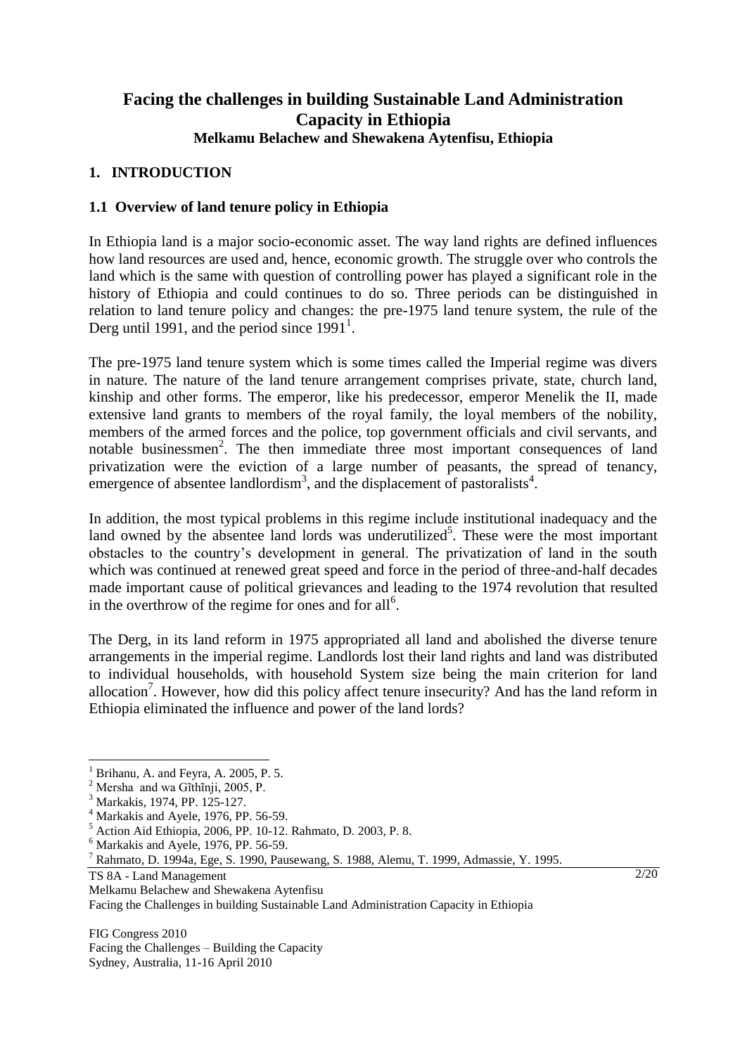# Facing the challenges in building Sustainable Land Administration Capacity in Ethiopia

**Melkamu Belachew and Shewakena Aytenfisu, Ethiopia**

## 1. INTRODUCTION

### 1.1 Overview of land tenure policy in Ethiopia

In Ethiopia land is a major socio-economic asset. The way land rights are defined influences how land resources are used and, hence, economic growth. The struggle over who controls the land which is the same with question of controlling power has played a significant role in the history of Ethiopia and could continues to do so. Three periods can be distinguished in relation to land tenure policy and changes: the pre-1975 land tenure system, the rule of the Derg until 1991, and the period since 1991[1].

The pre-1975 land tenure system which is some times called the Imperial regime was divers in nature. The nature of the land tenure arrangement comprises private, state, church land, kinship and other forms. The emperor, like his predecessor, emperor Menelik the II, made extensive land grants to members of the royal family, the loyal members of the nobility, members of the armed forces and the police, top government officials and civil servants, and notable businessmen[2]. The then immediate three most important consequences of land privatization were the eviction of a large number of peasants, the spread of tenancy, emergence of absentee landlordism[3], and the displacement of pastoralists[4].

In addition, the most typical problems in this regime include institutional inadequacy and the land owned by the absentee land lords was underutilized[5]. These were the most important obstacles to the country's development in general. The privatization of land in the south which was continued at renewed great speed and force in the period of three-and-half decades made important cause of political grievances and leading to the 1974 revolution that resulted in the overthrow of the regime for ones and for all[6].

The Derg, in its land reform in 1975 appropriated all land and abolished the diverse tenure arrangements in the imperial regime. Landlords lost their land rights and land was distributed to individual households, with household System size being the main criterion for land allocation[7]. However, how did this policy affect tenure insecurity? And has the land reform in Ethiopia eliminated the influence and power of the land lords?

---

[1] Brihanu, A. and Feyra, A. 2005, P. 5.
[2] Mersha and wa Gĩthĩnji, 2005, P.
[3] Markakis, 1974, PP. 125-127.
[4] Markakis and Ayele, 1976, PP. 56-59.
[5] Action Aid Ethiopia, 2006, PP. 10-12. Rahmato, D. 2003, P. 8.
[6] Markakis and Ayele, 1976, PP. 56-59.
[7] Rahmato, D. 1994a, Ege, S. 1990, Pausewang, S. 1988, Alemu, T. 1999, Admassie, Y. 1995.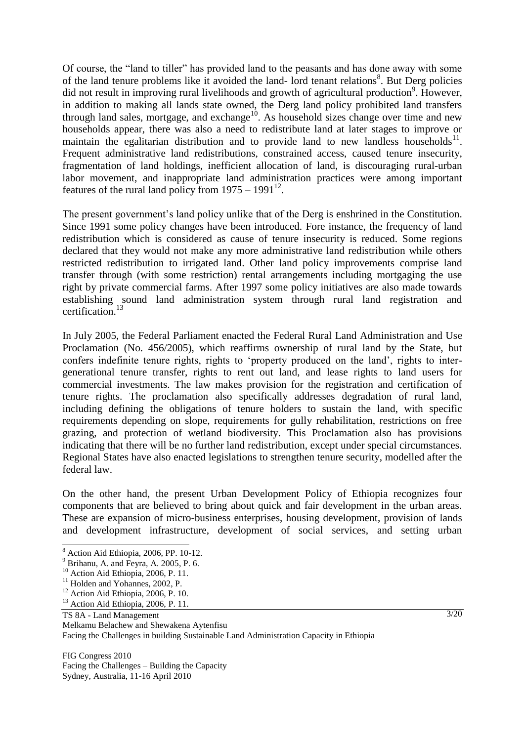Of course, the "land to tiller" has provided land to the peasants and has done away with some of the land tenure problems like it avoided the land- lord tenant relations[8]. But Derg policies did not result in improving rural livelihoods and growth of agricultural production[9]. However, in addition to making all lands state owned, the Derg land policy prohibited land transfers through land sales, mortgage, and exchange[10]. As household sizes change over time and new households appear, there was also a need to redistribute land at later stages to improve or maintain the egalitarian distribution and to provide land to new landless households[11]. Frequent administrative land redistributions, constrained access, caused tenure insecurity, fragmentation of land holdings, inefficient allocation of land, is discouraging rural-urban labor movement, and inappropriate land administration practices were among important features of the rural land policy from 1975 – 1991[12].

The present government's land policy unlike that of the Derg is enshrined in the Constitution. Since 1991 some policy changes have been introduced. Fore instance, the frequency of land redistribution which is considered as cause of tenure insecurity is reduced. Some regions declared that they would not make any more administrative land redistribution while others restricted redistribution to irrigated land. Other land policy improvements comprise land transfer through (with some restriction) rental arrangements including mortgaging the use right by private commercial farms. After 1997 some policy initiatives are also made towards establishing sound land administration system through rural land registration and certification.[13]

In July 2005, the Federal Parliament enacted the Federal Rural Land Administration and Use Proclamation (No. 456/2005), which reaffirms ownership of rural land by the State, but confers indefinite tenure rights, rights to 'property produced on the land', rights to inter-generational tenure transfer, rights to rent out land, and lease rights to land users for commercial investments. The law makes provision for the registration and certification of tenure rights. The proclamation also specifically addresses degradation of rural land, including defining the obligations of tenure holders to sustain the land, with specific requirements depending on slope, requirements for gully rehabilitation, restrictions on free grazing, and protection of wetland biodiversity. This Proclamation also has provisions indicating that there will be no further land redistribution, except under special circumstances. Regional States have also enacted legislations to strengthen tenure security, modelled after the federal law.

On the other hand, the present Urban Development Policy of Ethiopia recognizes four components that are believed to bring about quick and fair development in the urban areas. These are expansion of micro-business enterprises, housing development, provision of lands and development infrastructure, development of social services, and setting urban

---

[8] Action Aid Ethiopia, 2006, PP. 10-12.
[9] Brihanu, A. and Feyra, A. 2005, P. 6.
[10] Action Aid Ethiopia, 2006, P. 11.
[11] Holden and Yohannes, 2002, P.
[12] Action Aid Ethiopia, 2006, P. 10.
[13] Action Aid Ethiopia, 2006, P. 11.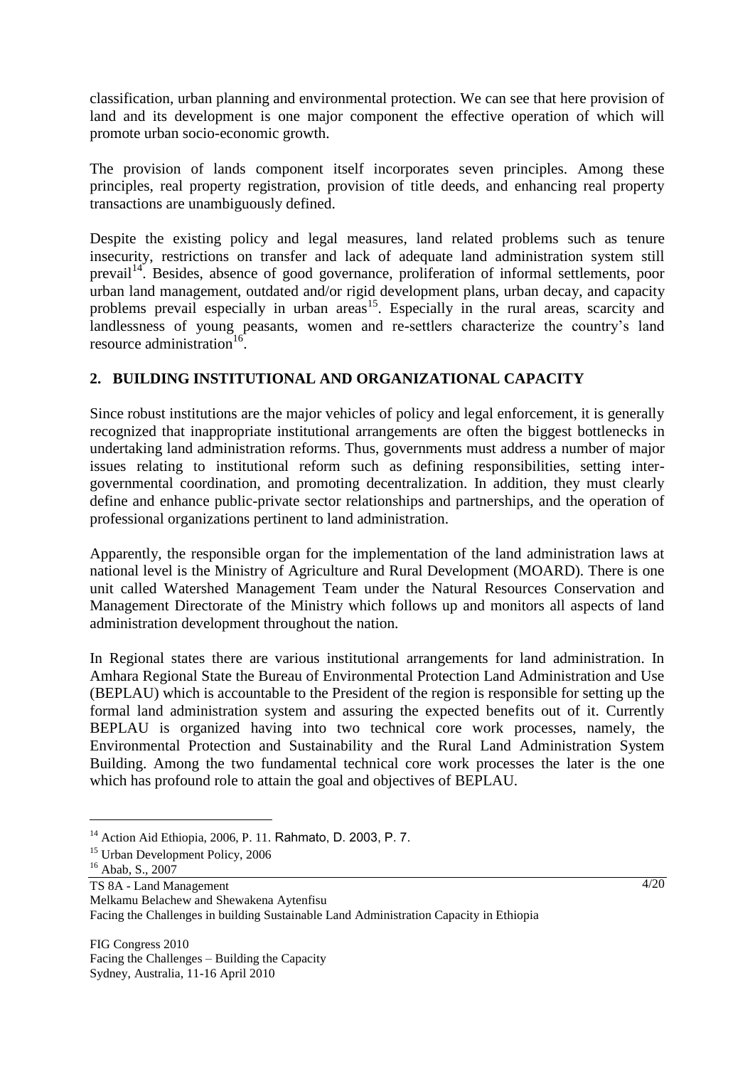classification, urban planning and environmental protection. We can see that here provision of land and its development is one major component the effective operation of which will promote urban socio-economic growth.

The provision of lands component itself incorporates seven principles. Among these principles, real property registration, provision of title deeds, and enhancing real property transactions are unambiguously defined.

Despite the existing policy and legal measures, land related problems such as tenure insecurity, restrictions on transfer and lack of adequate land administration system still prevail[14]. Besides, absence of good governance, proliferation of informal settlements, poor urban land management, outdated and/or rigid development plans, urban decay, and capacity problems prevail especially in urban areas[15]. Especially in the rural areas, scarcity and landlessness of young peasants, women and re-settlers characterize the country's land resource administration[16].

## 2. BUILDING INSTITUTIONAL AND ORGANIZATIONAL CAPACITY

Since robust institutions are the major vehicles of policy and legal enforcement, it is generally recognized that inappropriate institutional arrangements are often the biggest bottlenecks in undertaking land administration reforms. Thus, governments must address a number of major issues relating to institutional reform such as defining responsibilities, setting inter-governmental coordination, and promoting decentralization. In addition, they must clearly define and enhance public-private sector relationships and partnerships, and the operation of professional organizations pertinent to land administration.

Apparently, the responsible organ for the implementation of the land administration laws at national level is the Ministry of Agriculture and Rural Development (MOARD). There is one unit called Watershed Management Team under the Natural Resources Conservation and Management Directorate of the Ministry which follows up and monitors all aspects of land administration development throughout the nation.

In Regional states there are various institutional arrangements for land administration. In Amhara Regional State the Bureau of Environmental Protection Land Administration and Use (BEPLAU) which is accountable to the President of the region is responsible for setting up the formal land administration system and assuring the expected benefits out of it. Currently BEPLAU is organized having into two technical core work processes, namely, the Environmental Protection and Sustainability and the Rural Land Administration System Building. Among the two fundamental technical core work processes the later is the one which has profound role to attain the goal and objectives of BEPLAU.

---

[14] Action Aid Ethiopia, 2006, P. 11. Rahmato, D. 2003, P. 7.

[15] Urban Development Policy, 2006

[16] Abab, S., 2007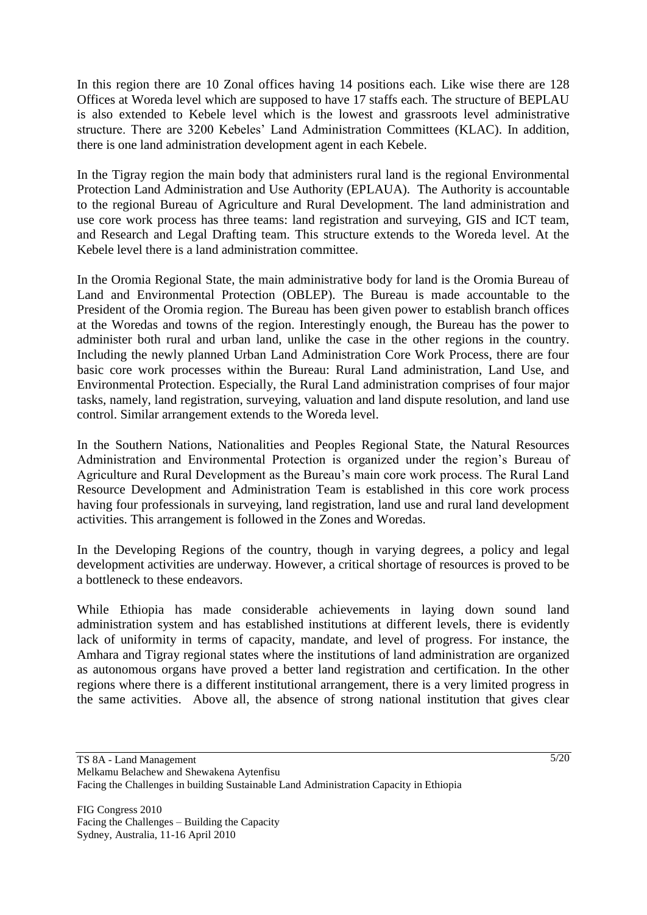In this region there are 10 Zonal offices having 14 positions each. Like wise there are 128 Offices at Woreda level which are supposed to have 17 staffs each. The structure of BEPLAU is also extended to Kebele level which is the lowest and grassroots level administrative structure. There are 3200 Kebeles' Land Administration Committees (KLAC). In addition, there is one land administration development agent in each Kebele.

In the Tigray region the main body that administers rural land is the regional Environmental Protection Land Administration and Use Authority (EPLAUA). The Authority is accountable to the regional Bureau of Agriculture and Rural Development. The land administration and use core work process has three teams: land registration and surveying, GIS and ICT team, and Research and Legal Drafting team. This structure extends to the Woreda level. At the Kebele level there is a land administration committee.

In the Oromia Regional State, the main administrative body for land is the Oromia Bureau of Land and Environmental Protection (OBLEP). The Bureau is made accountable to the President of the Oromia region. The Bureau has been given power to establish branch offices at the Woredas and towns of the region. Interestingly enough, the Bureau has the power to administer both rural and urban land, unlike the case in the other regions in the country. Including the newly planned Urban Land Administration Core Work Process, there are four basic core work processes within the Bureau: Rural Land administration, Land Use, and Environmental Protection. Especially, the Rural Land administration comprises of four major tasks, namely, land registration, surveying, valuation and land dispute resolution, and land use control. Similar arrangement extends to the Woreda level.

In the Southern Nations, Nationalities and Peoples Regional State, the Natural Resources Administration and Environmental Protection is organized under the region's Bureau of Agriculture and Rural Development as the Bureau's main core work process. The Rural Land Resource Development and Administration Team is established in this core work process having four professionals in surveying, land registration, land use and rural land development activities. This arrangement is followed in the Zones and Woredas.

In the Developing Regions of the country, though in varying degrees, a policy and legal development activities are underway. However, a critical shortage of resources is proved to be a bottleneck to these endeavors.

While Ethiopia has made considerable achievements in laying down sound land administration system and has established institutions at different levels, there is evidently lack of uniformity in terms of capacity, mandate, and level of progress. For instance, the Amhara and Tigray regional states where the institutions of land administration are organized as autonomous organs have proved a better land registration and certification. In the other regions where there is a different institutional arrangement, there is a very limited progress in the same activities. Above all, the absence of strong national institution that gives clear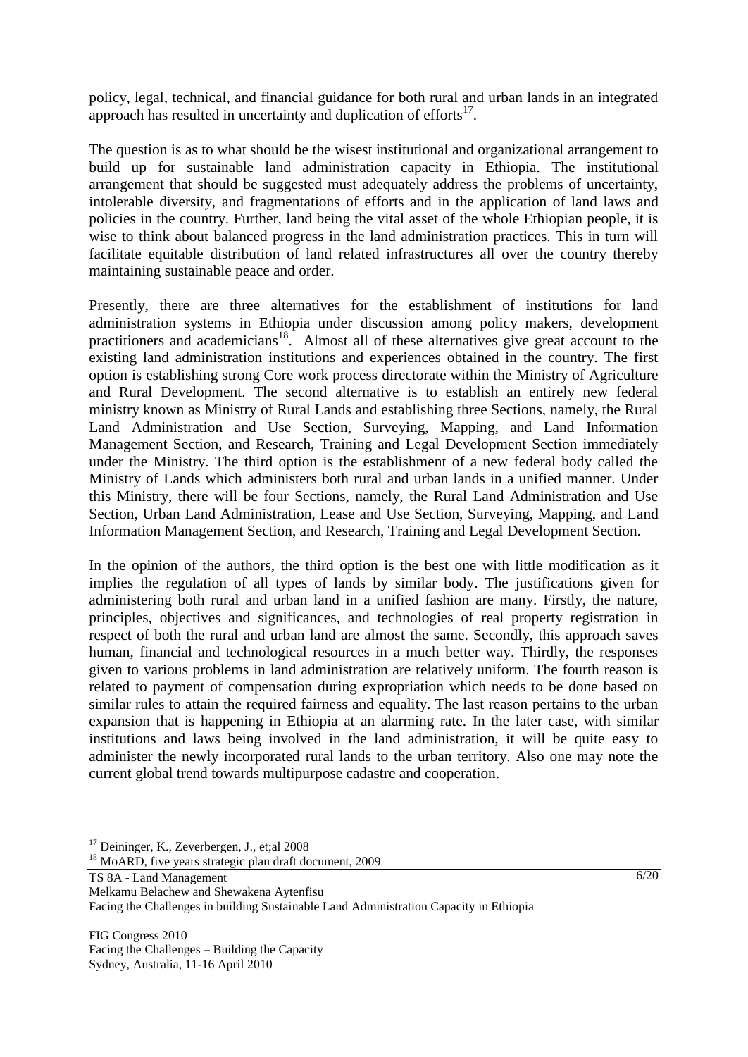policy, legal, technical, and financial guidance for both rural and urban lands in an integrated approach has resulted in uncertainty and duplication of efforts[17].

The question is as to what should be the wisest institutional and organizational arrangement to build up for sustainable land administration capacity in Ethiopia. The institutional arrangement that should be suggested must adequately address the problems of uncertainty, intolerable diversity, and fragmentations of efforts and in the application of land laws and policies in the country. Further, land being the vital asset of the whole Ethiopian people, it is wise to think about balanced progress in the land administration practices. This in turn will facilitate equitable distribution of land related infrastructures all over the country thereby maintaining sustainable peace and order.

Presently, there are three alternatives for the establishment of institutions for land administration systems in Ethiopia under discussion among policy makers, development practitioners and academicians[18]. Almost all of these alternatives give great account to the existing land administration institutions and experiences obtained in the country. The first option is establishing strong Core work process directorate within the Ministry of Agriculture and Rural Development. The second alternative is to establish an entirely new federal ministry known as Ministry of Rural Lands and establishing three Sections, namely, the Rural Land Administration and Use Section, Surveying, Mapping, and Land Information Management Section, and Research, Training and Legal Development Section immediately under the Ministry. The third option is the establishment of a new federal body called the Ministry of Lands which administers both rural and urban lands in a unified manner. Under this Ministry, there will be four Sections, namely, the Rural Land Administration and Use Section, Urban Land Administration, Lease and Use Section, Surveying, Mapping, and Land Information Management Section, and Research, Training and Legal Development Section.

In the opinion of the authors, the third option is the best one with little modification as it implies the regulation of all types of lands by similar body. The justifications given for administering both rural and urban land in a unified fashion are many. Firstly, the nature, principles, objectives and significances, and technologies of real property registration in respect of both the rural and urban land are almost the same. Secondly, this approach saves human, financial and technological resources in a much better way. Thirdly, the responses given to various problems in land administration are relatively uniform. The fourth reason is related to payment of compensation during expropriation which needs to be done based on similar rules to attain the required fairness and equality. The last reason pertains to the urban expansion that is happening in Ethiopia at an alarming rate. In the later case, with similar institutions and laws being involved in the land administration, it will be quite easy to administer the newly incorporated rural lands to the urban territory. Also one may note the current global trend towards multipurpose cadastre and cooperation.

---

[17] Deininger, K., Zeverbergen, J., et;al 2008

[18] MoARD, five years strategic plan draft document, 2009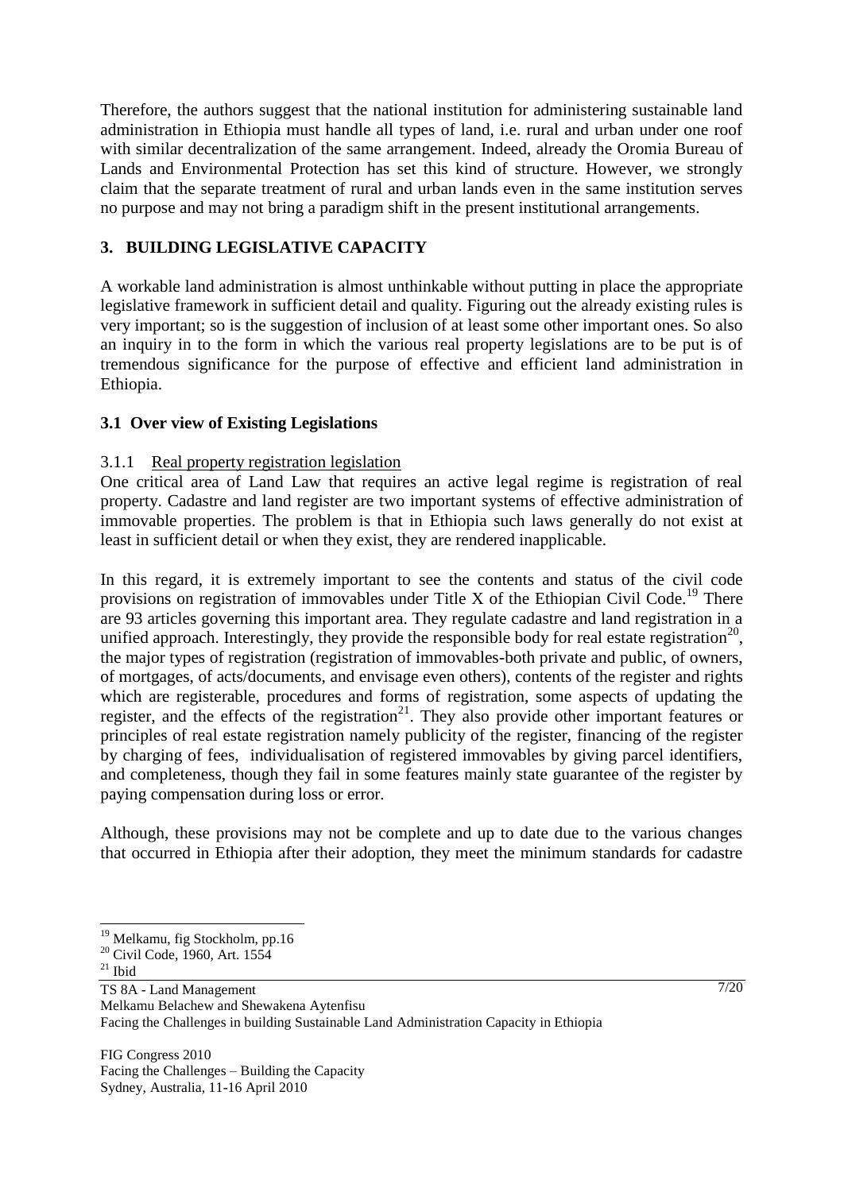Therefore, the authors suggest that the national institution for administering sustainable land administration in Ethiopia must handle all types of land, i.e. rural and urban under one roof with similar decentralization of the same arrangement. Indeed, already the Oromia Bureau of Lands and Environmental Protection has set this kind of structure. However, we strongly claim that the separate treatment of rural and urban lands even in the same institution serves no purpose and may not bring a paradigm shift in the present institutional arrangements.

## 3. BUILDING LEGISLATIVE CAPACITY

A workable land administration is almost unthinkable without putting in place the appropriate legislative framework in sufficient detail and quality. Figuring out the already existing rules is very important; so is the suggestion of inclusion of at least some other important ones. So also an inquiry in to the form in which the various real property legislations are to be put is of tremendous significance for the purpose of effective and efficient land administration in Ethiopia.

### 3.1 Over view of Existing Legislations

#### 3.1.1 Real property registration legislation

One critical area of Land Law that requires an active legal regime is registration of real property. Cadastre and land register are two important systems of effective administration of immovable properties. The problem is that in Ethiopia such laws generally do not exist at least in sufficient detail or when they exist, they are rendered inapplicable.

In this regard, it is extremely important to see the contents and status of the civil code provisions on registration of immovables under Title X of the Ethiopian Civil Code.[19] There are 93 articles governing this important area. They regulate cadastre and land registration in a unified approach. Interestingly, they provide the responsible body for real estate registration[20], the major types of registration (registration of immovables-both private and public, of owners, of mortgages, of acts/documents, and envisage even others), contents of the register and rights which are registerable, procedures and forms of registration, some aspects of updating the register, and the effects of the registration[21]. They also provide other important features or principles of real estate registration namely publicity of the register, financing of the register by charging of fees, individualisation of registered immovables by giving parcel identifiers, and completeness, though they fail in some features mainly state guarantee of the register by paying compensation during loss or error.

Although, these provisions may not be complete and up to date due to the various changes that occurred in Ethiopia after their adoption, they meet the minimum standards for cadastre

---

[19] Melkamu, fig Stockholm, pp.16
[20] Civil Code, 1960, Art. 1554
[21] Ibid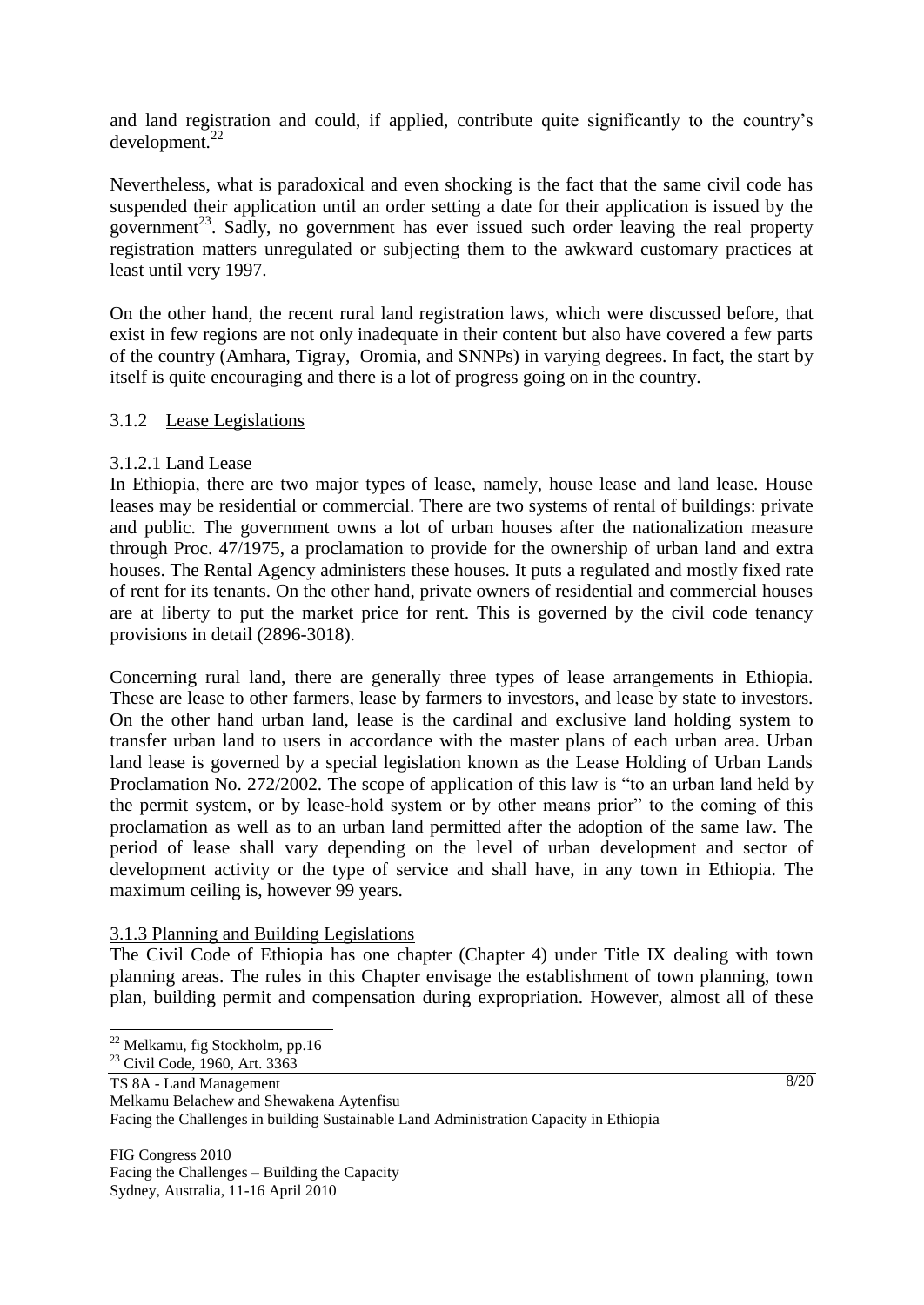and land registration and could, if applied, contribute quite significantly to the country's development.[22]

Nevertheless, what is paradoxical and even shocking is the fact that the same civil code has suspended their application until an order setting a date for their application is issued by the government[23]. Sadly, no government has ever issued such order leaving the real property registration matters unregulated or subjecting them to the awkward customary practices at least until very 1997.

On the other hand, the recent rural land registration laws, which were discussed before, that exist in few regions are not only inadequate in their content but also have covered a few parts of the country (Amhara, Tigray, Oromia, and SNNPs) in varying degrees. In fact, the start by itself is quite encouraging and there is a lot of progress going on in the country.

### 3.1.2 Lease Legislations

#### 3.1.2.1 Land Lease

In Ethiopia, there are two major types of lease, namely, house lease and land lease. House leases may be residential or commercial. There are two systems of rental of buildings: private and public. The government owns a lot of urban houses after the nationalization measure through Proc. 47/1975, a proclamation to provide for the ownership of urban land and extra houses. The Rental Agency administers these houses. It puts a regulated and mostly fixed rate of rent for its tenants. On the other hand, private owners of residential and commercial houses are at liberty to put the market price for rent. This is governed by the civil code tenancy provisions in detail (2896-3018).

Concerning rural land, there are generally three types of lease arrangements in Ethiopia. These are lease to other farmers, lease by farmers to investors, and lease by state to investors. On the other hand urban land, lease is the cardinal and exclusive land holding system to transfer urban land to users in accordance with the master plans of each urban area. Urban land lease is governed by a special legislation known as the Lease Holding of Urban Lands Proclamation No. 272/2002. The scope of application of this law is "to an urban land held by the permit system, or by lease-hold system or by other means prior" to the coming of this proclamation as well as to an urban land permitted after the adoption of the same law. The period of lease shall vary depending on the level of urban development and sector of development activity or the type of service and shall have, in any town in Ethiopia. The maximum ceiling is, however 99 years.

### 3.1.3 Planning and Building Legislations

The Civil Code of Ethiopia has one chapter (Chapter 4) under Title IX dealing with town planning areas. The rules in this Chapter envisage the establishment of town planning, town plan, building permit and compensation during expropriation. However, almost all of these

---

[22] Melkamu, fig Stockholm, pp.16

[23] Civil Code, 1960, Art. 3363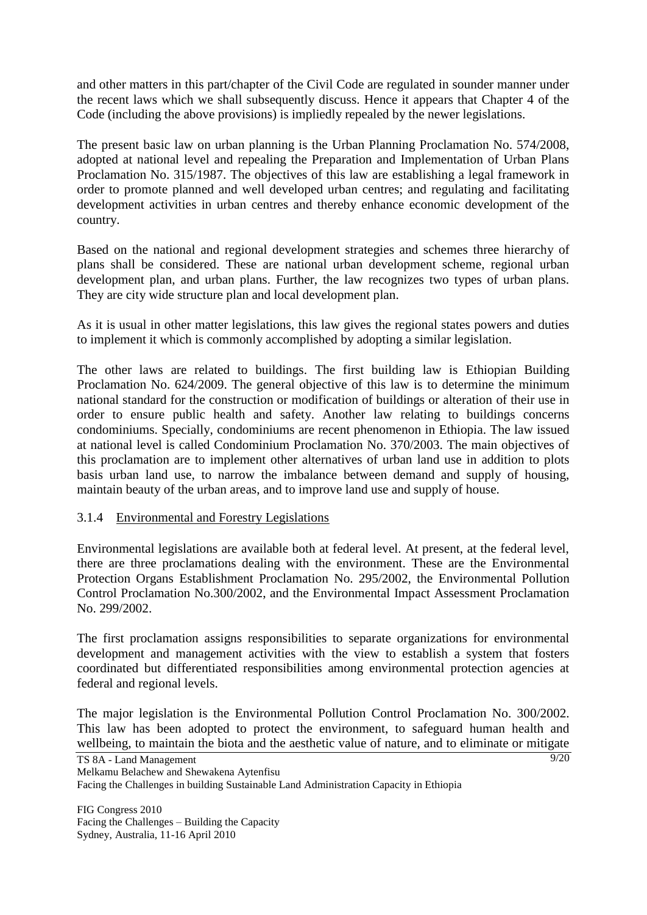and other matters in this part/chapter of the Civil Code are regulated in sounder manner under the recent laws which we shall subsequently discuss. Hence it appears that Chapter 4 of the Code (including the above provisions) is impliedly repealed by the newer legislations.

The present basic law on urban planning is the Urban Planning Proclamation No. 574/2008, adopted at national level and repealing the Preparation and Implementation of Urban Plans Proclamation No. 315/1987. The objectives of this law are establishing a legal framework in order to promote planned and well developed urban centres; and regulating and facilitating development activities in urban centres and thereby enhance economic development of the country.

Based on the national and regional development strategies and schemes three hierarchy of plans shall be considered. These are national urban development scheme, regional urban development plan, and urban plans. Further, the law recognizes two types of urban plans. They are city wide structure plan and local development plan.

As it is usual in other matter legislations, this law gives the regional states powers and duties to implement it which is commonly accomplished by adopting a similar legislation.

The other laws are related to buildings. The first building law is Ethiopian Building Proclamation No. 624/2009. The general objective of this law is to determine the minimum national standard for the construction or modification of buildings or alteration of their use in order to ensure public health and safety. Another law relating to buildings concerns condominiums. Specially, condominiums are recent phenomenon in Ethiopia. The law issued at national level is called Condominium Proclamation No. 370/2003. The main objectives of this proclamation are to implement other alternatives of urban land use in addition to plots basis urban land use, to narrow the imbalance between demand and supply of housing, maintain beauty of the urban areas, and to improve land use and supply of house.

### 3.1.4 Environmental and Forestry Legislations

Environmental legislations are available both at federal level. At present, at the federal level, there are three proclamations dealing with the environment. These are the Environmental Protection Organs Establishment Proclamation No. 295/2002, the Environmental Pollution Control Proclamation No.300/2002, and the Environmental Impact Assessment Proclamation No. 299/2002.

The first proclamation assigns responsibilities to separate organizations for environmental development and management activities with the view to establish a system that fosters coordinated but differentiated responsibilities among environmental protection agencies at federal and regional levels.

The major legislation is the Environmental Pollution Control Proclamation No. 300/2002. This law has been adopted to protect the environment, to safeguard human health and wellbeing, to maintain the biota and the aesthetic value of nature, and to eliminate or mitigate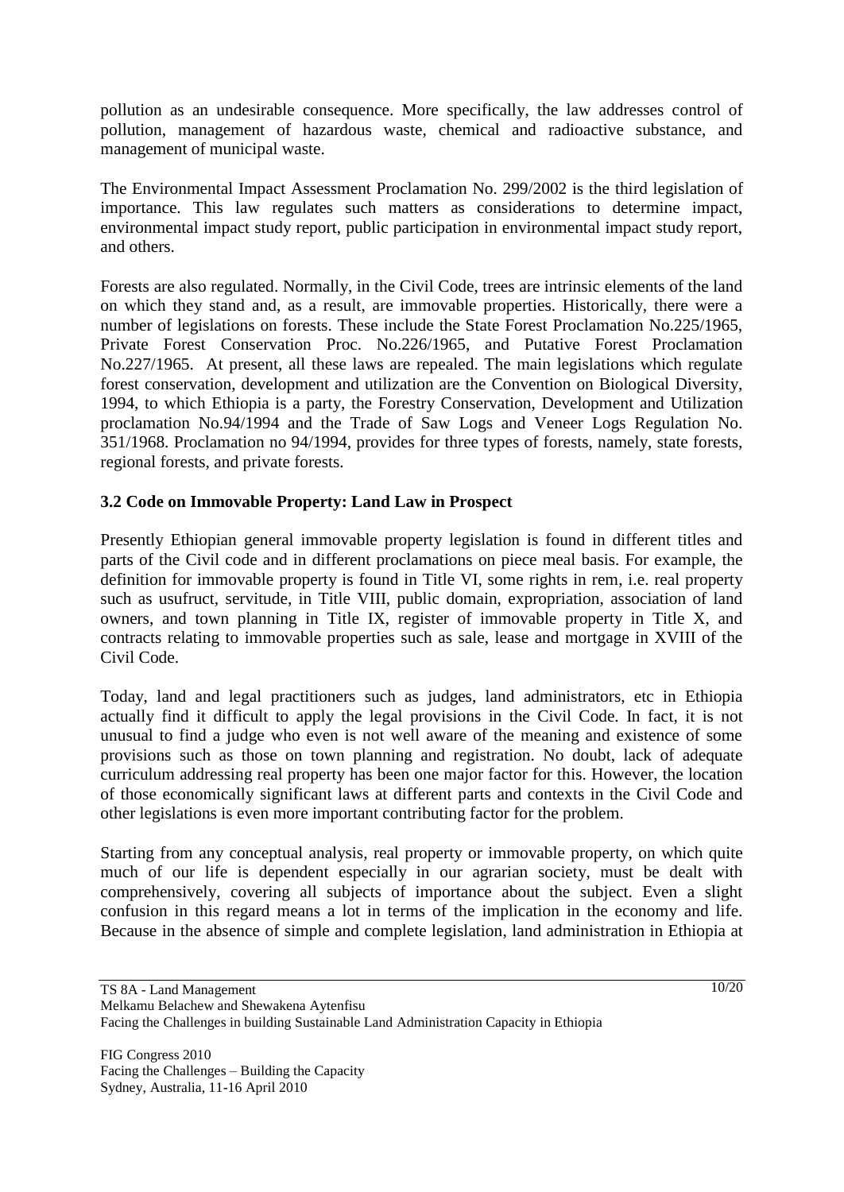pollution as an undesirable consequence. More specifically, the law addresses control of pollution, management of hazardous waste, chemical and radioactive substance, and management of municipal waste.

The Environmental Impact Assessment Proclamation No. 299/2002 is the third legislation of importance. This law regulates such matters as considerations to determine impact, environmental impact study report, public participation in environmental impact study report, and others.

Forests are also regulated. Normally, in the Civil Code, trees are intrinsic elements of the land on which they stand and, as a result, are immovable properties. Historically, there were a number of legislations on forests. These include the State Forest Proclamation No.225/1965, Private Forest Conservation Proc. No.226/1965, and Putative Forest Proclamation No.227/1965. At present, all these laws are repealed. The main legislations which regulate forest conservation, development and utilization are the Convention on Biological Diversity, 1994, to which Ethiopia is a party, the Forestry Conservation, Development and Utilization proclamation No.94/1994 and the Trade of Saw Logs and Veneer Logs Regulation No. 351/1968. Proclamation no 94/1994, provides for three types of forests, namely, state forests, regional forests, and private forests.

### 3.2 Code on Immovable Property: Land Law in Prospect

Presently Ethiopian general immovable property legislation is found in different titles and parts of the Civil code and in different proclamations on piece meal basis. For example, the definition for immovable property is found in Title VI, some rights in rem, i.e. real property such as usufruct, servitude, in Title VIII, public domain, expropriation, association of land owners, and town planning in Title IX, register of immovable property in Title X, and contracts relating to immovable properties such as sale, lease and mortgage in XVIII of the Civil Code.

Today, land and legal practitioners such as judges, land administrators, etc in Ethiopia actually find it difficult to apply the legal provisions in the Civil Code. In fact, it is not unusual to find a judge who even is not well aware of the meaning and existence of some provisions such as those on town planning and registration. No doubt, lack of adequate curriculum addressing real property has been one major factor for this. However, the location of those economically significant laws at different parts and contexts in the Civil Code and other legislations is even more important contributing factor for the problem.

Starting from any conceptual analysis, real property or immovable property, on which quite much of our life is dependent especially in our agrarian society, must be dealt with comprehensively, covering all subjects of importance about the subject. Even a slight confusion in this regard means a lot in terms of the implication in the economy and life. Because in the absence of simple and complete legislation, land administration in Ethiopia at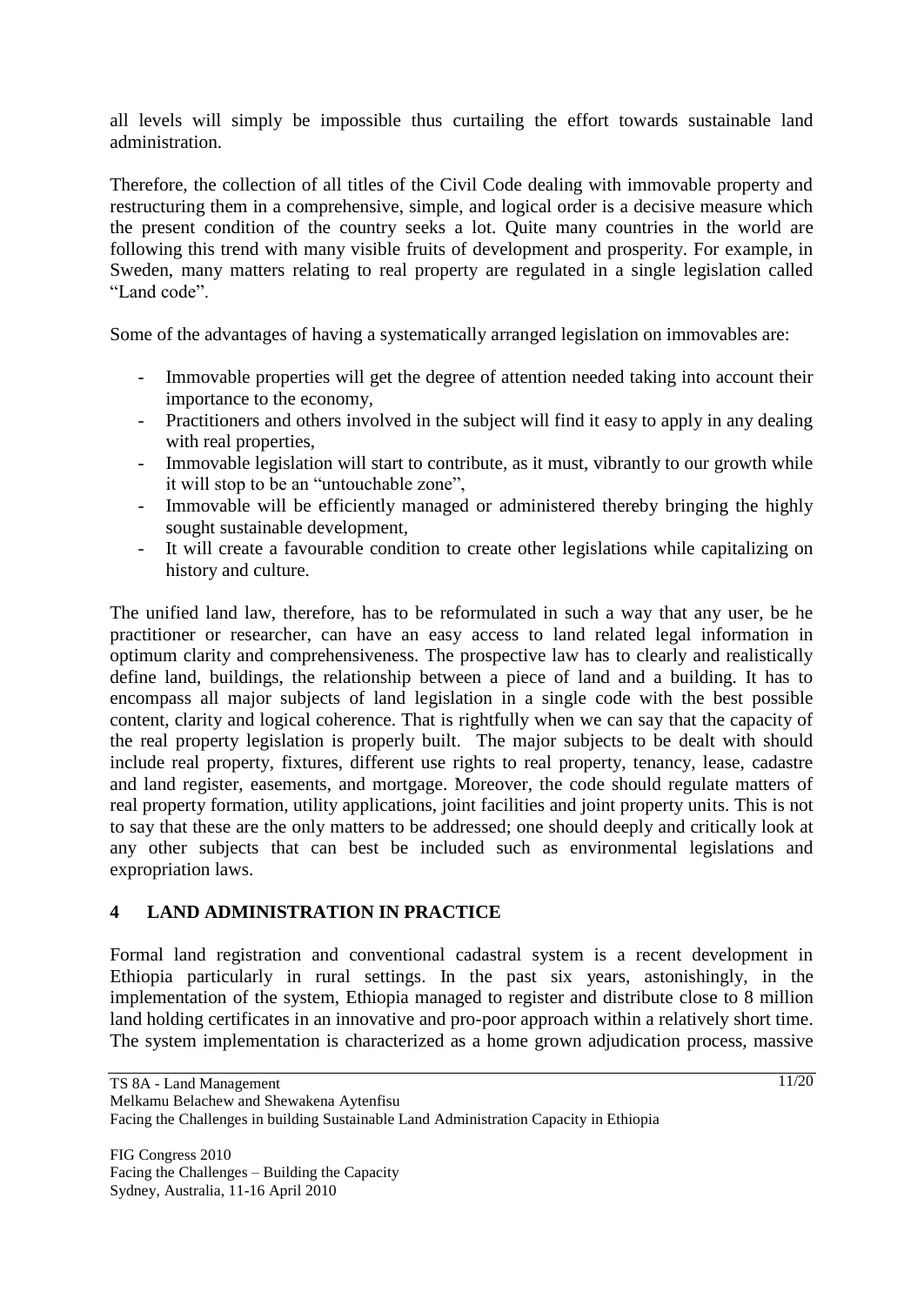all levels will simply be impossible thus curtailing the effort towards sustainable land administration.

Therefore, the collection of all titles of the Civil Code dealing with immovable property and restructuring them in a comprehensive, simple, and logical order is a decisive measure which the present condition of the country seeks a lot. Quite many countries in the world are following this trend with many visible fruits of development and prosperity. For example, in Sweden, many matters relating to real property are regulated in a single legislation called "Land code".

Some of the advantages of having a systematically arranged legislation on immovables are:

- Immovable properties will get the degree of attention needed taking into account their importance to the economy,
- Practitioners and others involved in the subject will find it easy to apply in any dealing with real properties,
- Immovable legislation will start to contribute, as it must, vibrantly to our growth while it will stop to be an "untouchable zone",
- Immovable will be efficiently managed or administered thereby bringing the highly sought sustainable development,
- It will create a favourable condition to create other legislations while capitalizing on history and culture.

The unified land law, therefore, has to be reformulated in such a way that any user, be he practitioner or researcher, can have an easy access to land related legal information in optimum clarity and comprehensiveness. The prospective law has to clearly and realistically define land, buildings, the relationship between a piece of land and a building. It has to encompass all major subjects of land legislation in a single code with the best possible content, clarity and logical coherence. That is rightfully when we can say that the capacity of the real property legislation is properly built. The major subjects to be dealt with should include real property, fixtures, different use rights to real property, tenancy, lease, cadastre and land register, easements, and mortgage. Moreover, the code should regulate matters of real property formation, utility applications, joint facilities and joint property units. This is not to say that these are the only matters to be addressed; one should deeply and critically look at any other subjects that can best be included such as environmental legislations and expropriation laws.

## 4 LAND ADMINISTRATION IN PRACTICE

Formal land registration and conventional cadastral system is a recent development in Ethiopia particularly in rural settings. In the past six years, astonishingly, in the implementation of the system, Ethiopia managed to register and distribute close to 8 million land holding certificates in an innovative and pro-poor approach within a relatively short time. The system implementation is characterized as a home grown adjudication process, massive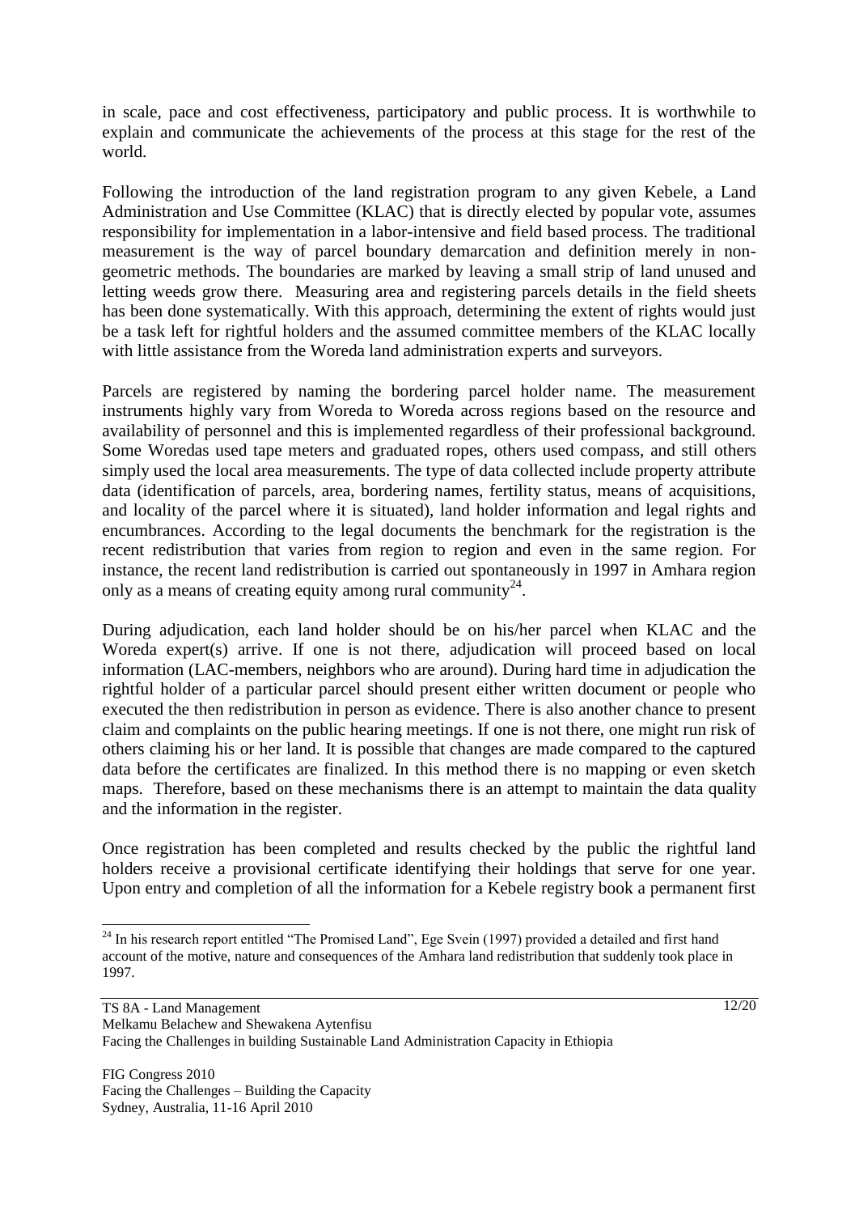in scale, pace and cost effectiveness, participatory and public process. It is worthwhile to explain and communicate the achievements of the process at this stage for the rest of the world.

Following the introduction of the land registration program to any given Kebele, a Land Administration and Use Committee (KLAC) that is directly elected by popular vote, assumes responsibility for implementation in a labor-intensive and field based process. The traditional measurement is the way of parcel boundary demarcation and definition merely in non-geometric methods. The boundaries are marked by leaving a small strip of land unused and letting weeds grow there. Measuring area and registering parcels details in the field sheets has been done systematically. With this approach, determining the extent of rights would just be a task left for rightful holders and the assumed committee members of the KLAC locally with little assistance from the Woreda land administration experts and surveyors.

Parcels are registered by naming the bordering parcel holder name. The measurement instruments highly vary from Woreda to Woreda across regions based on the resource and availability of personnel and this is implemented regardless of their professional background. Some Woredas used tape meters and graduated ropes, others used compass, and still others simply used the local area measurements. The type of data collected include property attribute data (identification of parcels, area, bordering names, fertility status, means of acquisitions, and locality of the parcel where it is situated), land holder information and legal rights and encumbrances. According to the legal documents the benchmark for the registration is the recent redistribution that varies from region to region and even in the same region. For instance, the recent land redistribution is carried out spontaneously in 1997 in Amhara region only as a means of creating equity among rural community[24].

During adjudication, each land holder should be on his/her parcel when KLAC and the Woreda expert(s) arrive. If one is not there, adjudication will proceed based on local information (LAC-members, neighbors who are around). During hard time in adjudication the rightful holder of a particular parcel should present either written document or people who executed the then redistribution in person as evidence. There is also another chance to present claim and complaints on the public hearing meetings. If one is not there, one might run risk of others claiming his or her land. It is possible that changes are made compared to the captured data before the certificates are finalized. In this method there is no mapping or even sketch maps. Therefore, based on these mechanisms there is an attempt to maintain the data quality and the information in the register.

Once registration has been completed and results checked by the public the rightful land holders receive a provisional certificate identifying their holdings that serve for one year. Upon entry and completion of all the information for a Kebele registry book a permanent first

---

[24] In his research report entitled "The Promised Land", Ege Svein (1997) provided a detailed and first hand account of the motive, nature and consequences of the Amhara land redistribution that suddenly took place in 1997.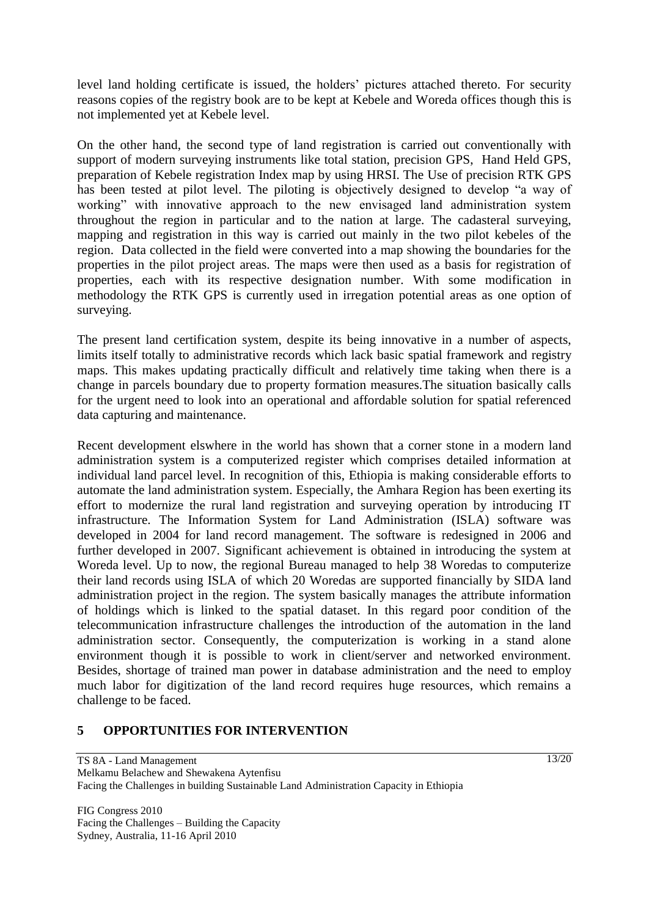level land holding certificate is issued, the holders' pictures attached thereto. For security reasons copies of the registry book are to be kept at Kebele and Woreda offices though this is not implemented yet at Kebele level.

On the other hand, the second type of land registration is carried out conventionally with support of modern surveying instruments like total station, precision GPS, Hand Held GPS, preparation of Kebele registration Index map by using HRSI. The Use of precision RTK GPS has been tested at pilot level. The piloting is objectively designed to develop "a way of working" with innovative approach to the new envisaged land administration system throughout the region in particular and to the nation at large. The cadasteral surveying, mapping and registration in this way is carried out mainly in the two pilot kebeles of the region. Data collected in the field were converted into a map showing the boundaries for the properties in the pilot project areas. The maps were then used as a basis for registration of properties, each with its respective designation number. With some modification in methodology the RTK GPS is currently used in irregation potential areas as one option of surveying.

The present land certification system, despite its being innovative in a number of aspects, limits itself totally to administrative records which lack basic spatial framework and registry maps. This makes updating practically difficult and relatively time taking when there is a change in parcels boundary due to property formation measures.The situation basically calls for the urgent need to look into an operational and affordable solution for spatial referenced data capturing and maintenance.

Recent development elswhere in the world has shown that a corner stone in a modern land administration system is a computerized register which comprises detailed information at individual land parcel level. In recognition of this, Ethiopia is making considerable efforts to automate the land administration system. Especially, the Amhara Region has been exerting its effort to modernize the rural land registration and surveying operation by introducing IT infrastructure. The Information System for Land Administration (ISLA) software was developed in 2004 for land record management. The software is redesigned in 2006 and further developed in 2007. Significant achievement is obtained in introducing the system at Woreda level. Up to now, the regional Bureau managed to help 38 Woredas to computerize their land records using ISLA of which 20 Woredas are supported financially by SIDA land administration project in the region. The system basically manages the attribute information of holdings which is linked to the spatial dataset. In this regard poor condition of the telecommunication infrastructure challenges the introduction of the automation in the land administration sector. Consequently, the computerization is working in a stand alone environment though it is possible to work in client/server and networked environment. Besides, shortage of trained man power in database administration and the need to employ much labor for digitization of the land record requires huge resources, which remains a challenge to be faced.

## 5 OPPORTUNITIES FOR INTERVENTION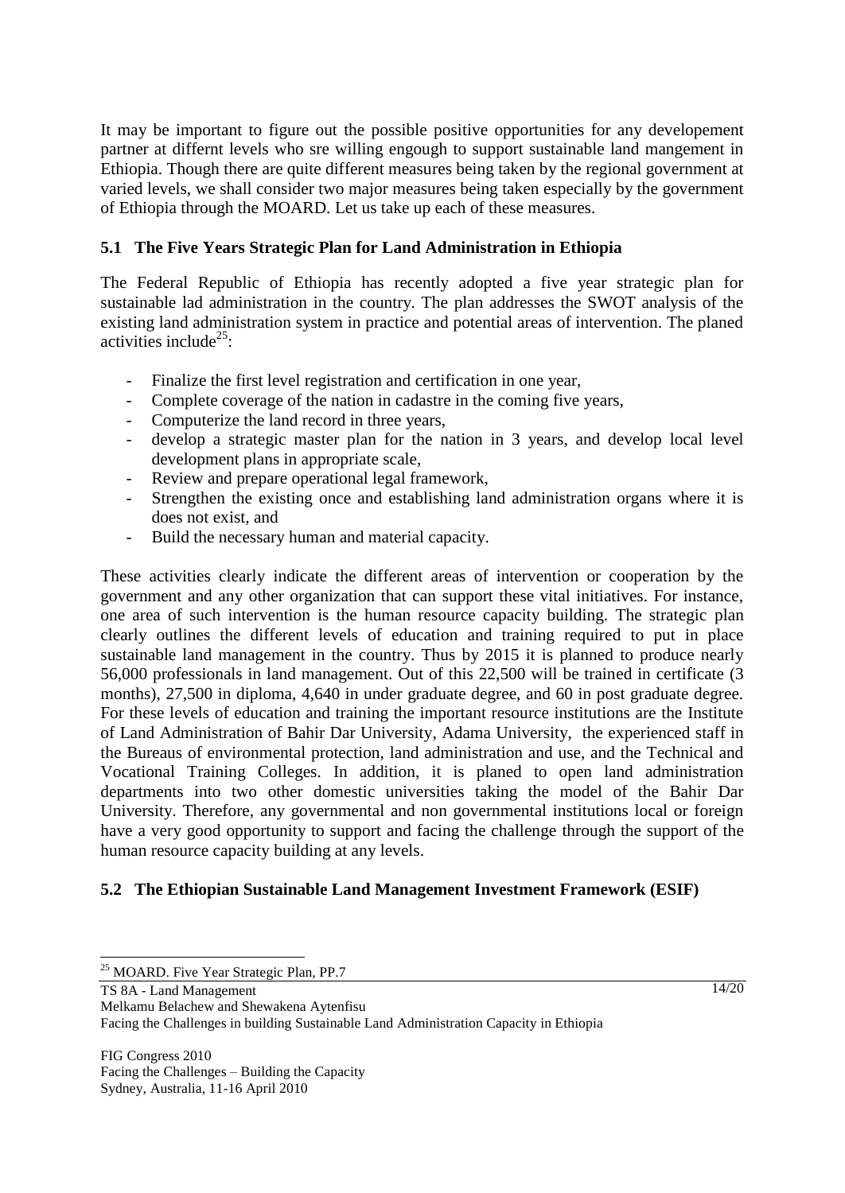It may be important to figure out the possible positive opportunities for any developement partner at differnt levels who sre willing engough to support sustainable land mangement in Ethiopia. Though there are quite different measures being taken by the regional government at varied levels, we shall consider two major measures being taken especially by the government of Ethiopia through the MOARD. Let us take up each of these measures.

## 5.1 The Five Years Strategic Plan for Land Administration in Ethiopia

The Federal Republic of Ethiopia has recently adopted a five year strategic plan for sustainable lad administration in the country. The plan addresses the SWOT analysis of the existing land administration system in practice and potential areas of intervention. The planed activities include[25]:

- Finalize the first level registration and certification in one year,
- Complete coverage of the nation in cadastre in the coming five years,
- Computerize the land record in three years,
- develop a strategic master plan for the nation in 3 years, and develop local level development plans in appropriate scale,
- Review and prepare operational legal framework,
- Strengthen the existing once and establishing land administration organs where it is does not exist, and
- Build the necessary human and material capacity.

These activities clearly indicate the different areas of intervention or cooperation by the government and any other organization that can support these vital initiatives. For instance, one area of such intervention is the human resource capacity building. The strategic plan clearly outlines the different levels of education and training required to put in place sustainable land management in the country. Thus by 2015 it is planned to produce nearly 56,000 professionals in land management. Out of this 22,500 will be trained in certificate (3 months), 27,500 in diploma, 4,640 in under graduate degree, and 60 in post graduate degree. For these levels of education and training the important resource institutions are the Institute of Land Administration of Bahir Dar University, Adama University, the experienced staff in the Bureaus of environmental protection, land administration and use, and the Technical and Vocational Training Colleges. In addition, it is planed to open land administration departments into two other domestic universities taking the model of the Bahir Dar University. Therefore, any governmental and non governmental institutions local or foreign have a very good opportunity to support and facing the challenge through the support of the human resource capacity building at any levels.

## 5.2 The Ethiopian Sustainable Land Management Investment Framework (ESIF)

[25] MOARD. Five Year Strategic Plan, PP.7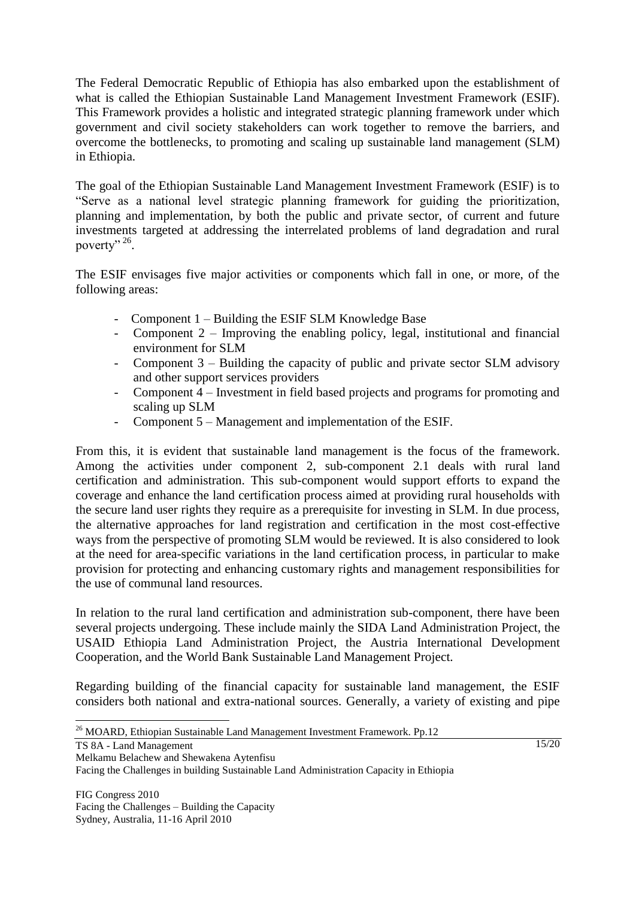The Federal Democratic Republic of Ethiopia has also embarked upon the establishment of what is called the Ethiopian Sustainable Land Management Investment Framework (ESIF). This Framework provides a holistic and integrated strategic planning framework under which government and civil society stakeholders can work together to remove the barriers, and overcome the bottlenecks, to promoting and scaling up sustainable land management (SLM) in Ethiopia.

The goal of the Ethiopian Sustainable Land Management Investment Framework (ESIF) is to "Serve as a national level strategic planning framework for guiding the prioritization, planning and implementation, by both the public and private sector, of current and future investments targeted at addressing the interrelated problems of land degradation and rural poverty" [26].

The ESIF envisages five major activities or components which fall in one, or more, of the following areas:

- Component 1 – Building the ESIF SLM Knowledge Base
- Component 2 – Improving the enabling policy, legal, institutional and financial environment for SLM
- Component 3 – Building the capacity of public and private sector SLM advisory and other support services providers
- Component 4 – Investment in field based projects and programs for promoting and scaling up SLM
- Component 5 – Management and implementation of the ESIF.

From this, it is evident that sustainable land management is the focus of the framework. Among the activities under component 2, sub-component 2.1 deals with rural land certification and administration. This sub-component would support efforts to expand the coverage and enhance the land certification process aimed at providing rural households with the secure land user rights they require as a prerequisite for investing in SLM. In due process, the alternative approaches for land registration and certification in the most cost-effective ways from the perspective of promoting SLM would be reviewed. It is also considered to look at the need for area-specific variations in the land certification process, in particular to make provision for protecting and enhancing customary rights and management responsibilities for the use of communal land resources.

In relation to the rural land certification and administration sub-component, there have been several projects undergoing. These include mainly the SIDA Land Administration Project, the USAID Ethiopia Land Administration Project, the Austria International Development Cooperation, and the World Bank Sustainable Land Management Project.

Regarding building of the financial capacity for sustainable land management, the ESIF considers both national and extra-national sources. Generally, a variety of existing and pipe

[26] MOARD, Ethiopian Sustainable Land Management Investment Framework. Pp.12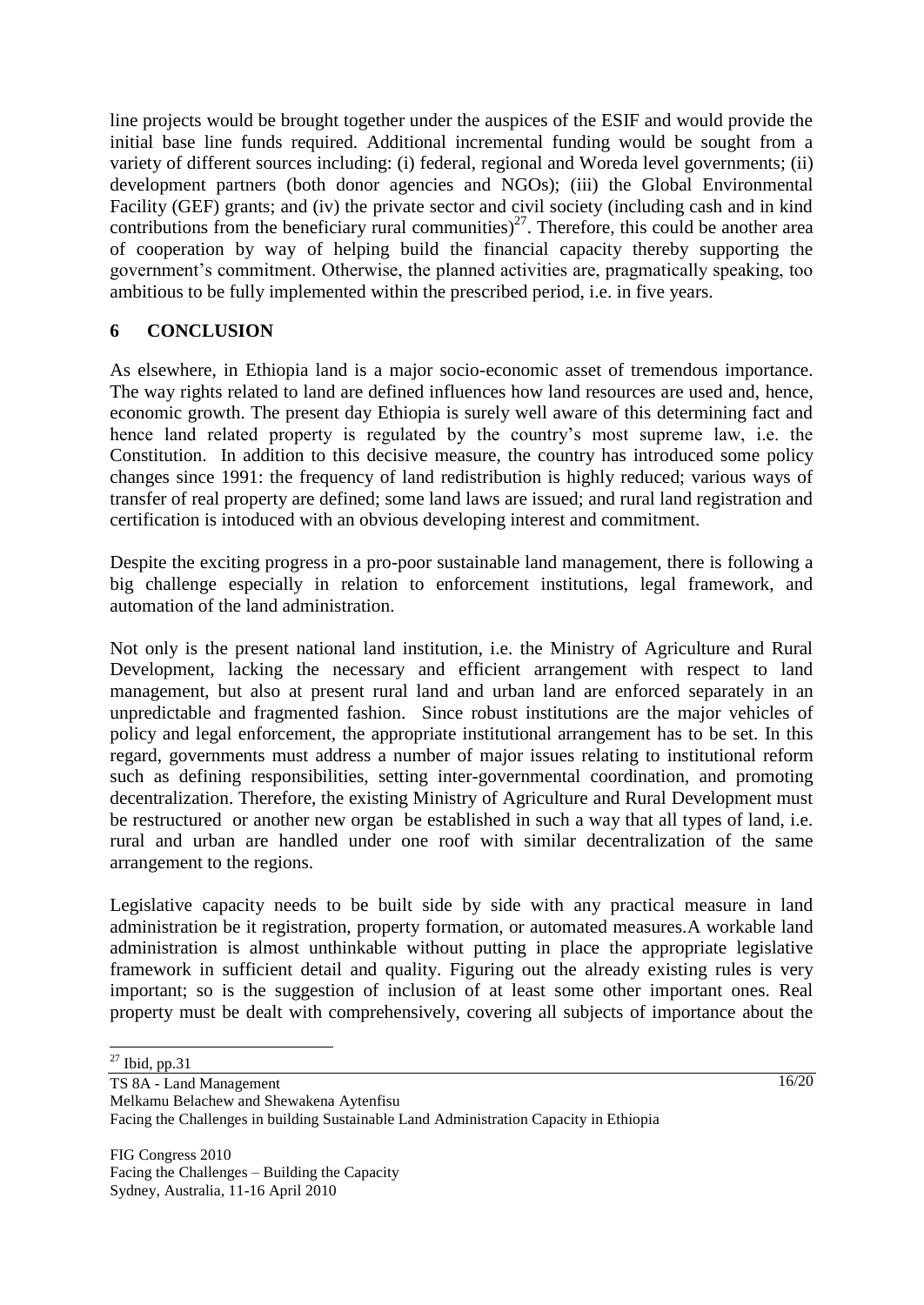line projects would be brought together under the auspices of the ESIF and would provide the initial base line funds required. Additional incremental funding would be sought from a variety of different sources including: (i) federal, regional and Woreda level governments; (ii) development partners (both donor agencies and NGOs); (iii) the Global Environmental Facility (GEF) grants; and (iv) the private sector and civil society (including cash and in kind contributions from the beneficiary rural communities)[27]. Therefore, this could be another area of cooperation by way of helping build the financial capacity thereby supporting the government's commitment. Otherwise, the planned activities are, pragmatically speaking, too ambitious to be fully implemented within the prescribed period, i.e. in five years.

## 6 CONCLUSION

As elsewhere, in Ethiopia land is a major socio-economic asset of tremendous importance. The way rights related to land are defined influences how land resources are used and, hence, economic growth. The present day Ethiopia is surely well aware of this determining fact and hence land related property is regulated by the country's most supreme law, i.e. the Constitution. In addition to this decisive measure, the country has introduced some policy changes since 1991: the frequency of land redistribution is highly reduced; various ways of transfer of real property are defined; some land laws are issued; and rural land registration and certification is intoduced with an obvious developing interest and commitment.

Despite the exciting progress in a pro-poor sustainable land management, there is following a big challenge especially in relation to enforcement institutions, legal framework, and automation of the land administration.

Not only is the present national land institution, i.e. the Ministry of Agriculture and Rural Development, lacking the necessary and efficient arrangement with respect to land management, but also at present rural land and urban land are enforced separately in an unpredictable and fragmented fashion. Since robust institutions are the major vehicles of policy and legal enforcement, the appropriate institutional arrangement has to be set. In this regard, governments must address a number of major issues relating to institutional reform such as defining responsibilities, setting inter-governmental coordination, and promoting decentralization. Therefore, the existing Ministry of Agriculture and Rural Development must be restructured or another new organ be established in such a way that all types of land, i.e. rural and urban are handled under one roof with similar decentralization of the same arrangement to the regions.

Legislative capacity needs to be built side by side with any practical measure in land administration be it registration, property formation, or automated measures.A workable land administration is almost unthinkable without putting in place the appropriate legislative framework in sufficient detail and quality. Figuring out the already existing rules is very important; so is the suggestion of inclusion of at least some other important ones. Real property must be dealt with comprehensively, covering all subjects of importance about the

[27] Ibid, pp.31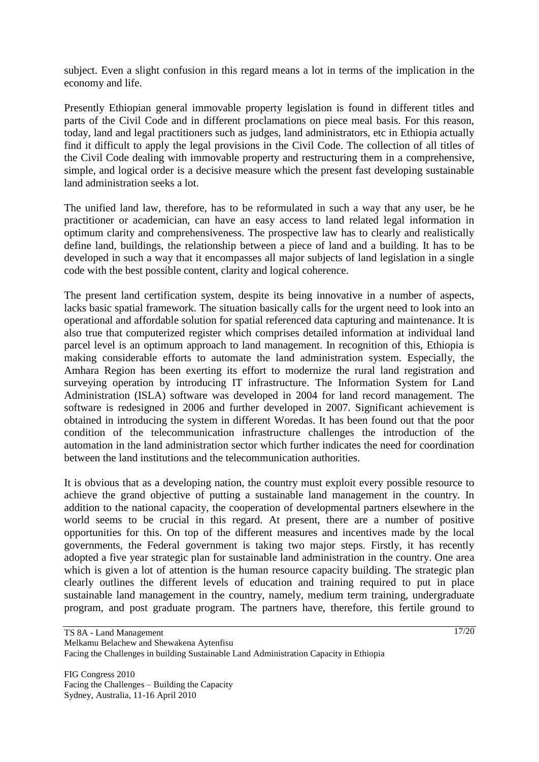subject. Even a slight confusion in this regard means a lot in terms of the implication in the economy and life.

Presently Ethiopian general immovable property legislation is found in different titles and parts of the Civil Code and in different proclamations on piece meal basis. For this reason, today, land and legal practitioners such as judges, land administrators, etc in Ethiopia actually find it difficult to apply the legal provisions in the Civil Code. The collection of all titles of the Civil Code dealing with immovable property and restructuring them in a comprehensive, simple, and logical order is a decisive measure which the present fast developing sustainable land administration seeks a lot.

The unified land law, therefore, has to be reformulated in such a way that any user, be he practitioner or academician, can have an easy access to land related legal information in optimum clarity and comprehensiveness. The prospective law has to clearly and realistically define land, buildings, the relationship between a piece of land and a building. It has to be developed in such a way that it encompasses all major subjects of land legislation in a single code with the best possible content, clarity and logical coherence.

The present land certification system, despite its being innovative in a number of aspects, lacks basic spatial framework. The situation basically calls for the urgent need to look into an operational and affordable solution for spatial referenced data capturing and maintenance. It is also true that computerized register which comprises detailed information at individual land parcel level is an optimum approach to land management. In recognition of this, Ethiopia is making considerable efforts to automate the land administration system. Especially, the Amhara Region has been exerting its effort to modernize the rural land registration and surveying operation by introducing IT infrastructure. The Information System for Land Administration (ISLA) software was developed in 2004 for land record management. The software is redesigned in 2006 and further developed in 2007. Significant achievement is obtained in introducing the system in different Woredas. It has been found out that the poor condition of the telecommunication infrastructure challenges the introduction of the automation in the land administration sector which further indicates the need for coordination between the land institutions and the telecommunication authorities.

It is obvious that as a developing nation, the country must exploit every possible resource to achieve the grand objective of putting a sustainable land management in the country. In addition to the national capacity, the cooperation of developmental partners elsewhere in the world seems to be crucial in this regard. At present, there are a number of positive opportunities for this. On top of the different measures and incentives made by the local governments, the Federal government is taking two major steps. Firstly, it has recently adopted a five year strategic plan for sustainable land administration in the country. One area which is given a lot of attention is the human resource capacity building. The strategic plan clearly outlines the different levels of education and training required to put in place sustainable land management in the country, namely, medium term training, undergraduate program, and post graduate program. The partners have, therefore, this fertile ground to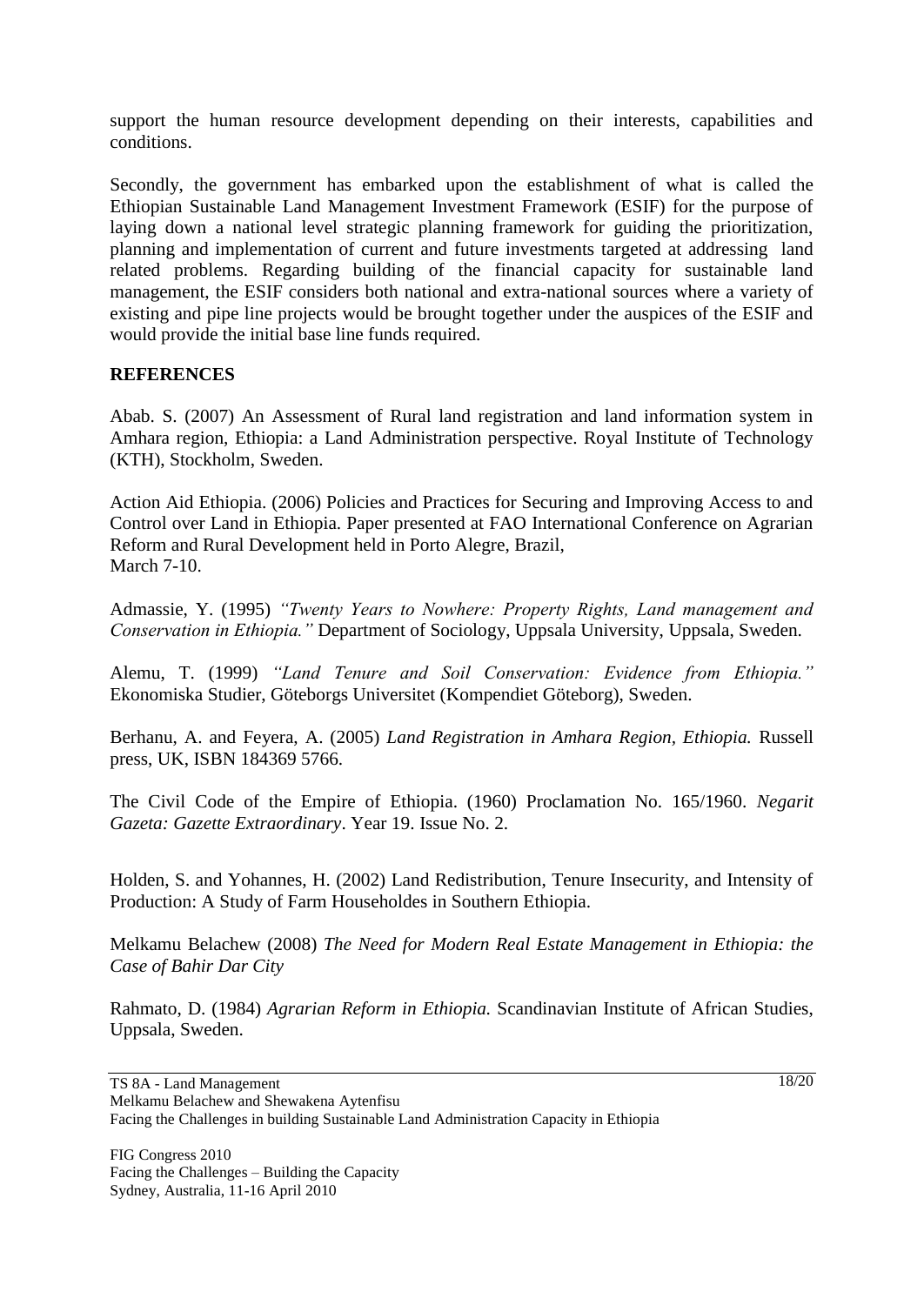support the human resource development depending on their interests, capabilities and conditions.

Secondly, the government has embarked upon the establishment of what is called the Ethiopian Sustainable Land Management Investment Framework (ESIF) for the purpose of laying down a national level strategic planning framework for guiding the prioritization, planning and implementation of current and future investments targeted at addressing land related problems. Regarding building of the financial capacity for sustainable land management, the ESIF considers both national and extra-national sources where a variety of existing and pipe line projects would be brought together under the auspices of the ESIF and would provide the initial base line funds required.

**REFERENCES**

Abab. S. (2007) An Assessment of Rural land registration and land information system in Amhara region, Ethiopia: a Land Administration perspective. Royal Institute of Technology (KTH), Stockholm, Sweden.

Action Aid Ethiopia. (2006) Policies and Practices for Securing and Improving Access to and Control over Land in Ethiopia. Paper presented at FAO International Conference on Agrarian Reform and Rural Development held in Porto Alegre, Brazil, March 7-10.

Admassie, Y. (1995) *"Twenty Years to Nowhere: Property Rights, Land management and Conservation in Ethiopia."* Department of Sociology, Uppsala University, Uppsala, Sweden.

Alemu, T. (1999) *"Land Tenure and Soil Conservation: Evidence from Ethiopia."* Ekonomiska Studier, Göteborgs Universitet (Kompendiet Göteborg), Sweden.

Berhanu, A. and Feyera, A. (2005) *Land Registration in Amhara Region, Ethiopia.* Russell press, UK, ISBN 184369 5766.

The Civil Code of the Empire of Ethiopia. (1960) Proclamation No. 165/1960. *Negarit Gazeta: Gazette Extraordinary*. Year 19. Issue No. 2.

Holden, S. and Yohannes, H. (2002) Land Redistribution, Tenure Insecurity, and Intensity of Production: A Study of Farm Householdes in Southern Ethiopia.

Melkamu Belachew (2008) *The Need for Modern Real Estate Management in Ethiopia: the Case of Bahir Dar City*

Rahmato, D. (1984) *Agrarian Reform in Ethiopia.* Scandinavian Institute of African Studies, Uppsala, Sweden.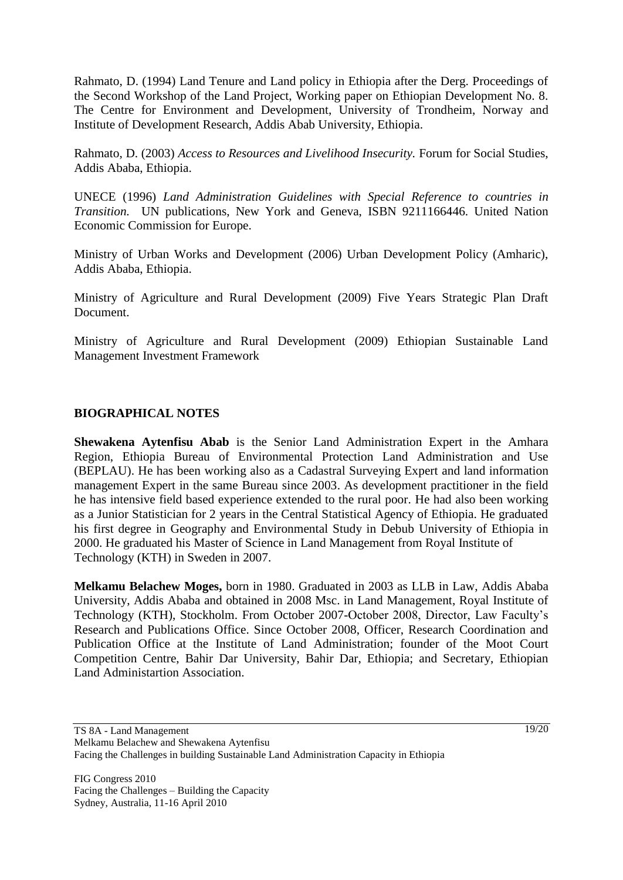Rahmato, D. (1994) Land Tenure and Land policy in Ethiopia after the Derg. Proceedings of the Second Workshop of the Land Project, Working paper on Ethiopian Development No. 8. The Centre for Environment and Development, University of Trondheim, Norway and Institute of Development Research, Addis Abab University, Ethiopia.

Rahmato, D. (2003) *Access to Resources and Livelihood Insecurity.* Forum for Social Studies, Addis Ababa, Ethiopia.

UNECE (1996) *Land Administration Guidelines with Special Reference to countries in Transition.* UN publications, New York and Geneva, ISBN 9211166446. United Nation Economic Commission for Europe.

Ministry of Urban Works and Development (2006) Urban Development Policy (Amharic), Addis Ababa, Ethiopia.

Ministry of Agriculture and Rural Development (2009) Five Years Strategic Plan Draft Document.

Ministry of Agriculture and Rural Development (2009) Ethiopian Sustainable Land Management Investment Framework

## BIOGRAPHICAL NOTES

**Shewakena Aytenfisu Abab** is the Senior Land Administration Expert in the Amhara Region, Ethiopia Bureau of Environmental Protection Land Administration and Use (BEPLAU). He has been working also as a Cadastral Surveying Expert and land information management Expert in the same Bureau since 2003. As development practitioner in the field he has intensive field based experience extended to the rural poor. He had also been working as a Junior Statistician for 2 years in the Central Statistical Agency of Ethiopia. He graduated his first degree in Geography and Environmental Study in Debub University of Ethiopia in 2000. He graduated his Master of Science in Land Management from Royal Institute of Technology (KTH) in Sweden in 2007.

**Melkamu Belachew Moges,** born in 1980. Graduated in 2003 as LLB in Law, Addis Ababa University, Addis Ababa and obtained in 2008 Msc. in Land Management, Royal Institute of Technology (KTH), Stockholm. From October 2007-October 2008, Director, Law Faculty's Research and Publications Office. Since October 2008, Officer, Research Coordination and Publication Office at the Institute of Land Administration; founder of the Moot Court Competition Centre, Bahir Dar University, Bahir Dar, Ethiopia; and Secretary, Ethiopian Land Administartion Association.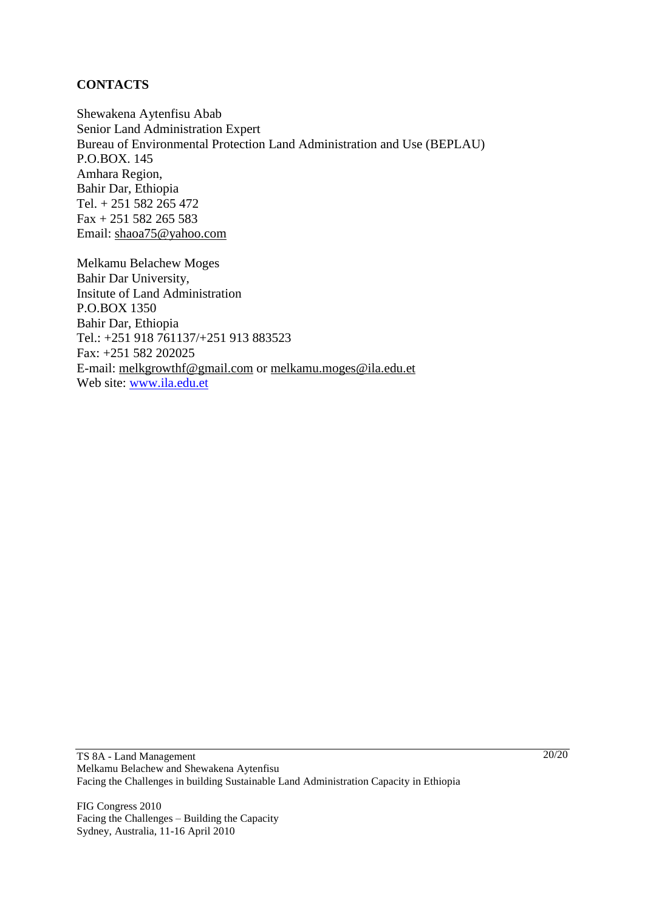**CONTACTS**

Shewakena Aytenfisu Abab
Senior Land Administration Expert
Bureau of Environmental Protection Land Administration and Use (BEPLAU)
P.O.BOX. 145
Amhara Region,
Bahir Dar, Ethiopia
Tel. + 251 582 265 472
Fax + 251 582 265 583
Email: shaoa75@yahoo.com

Melkamu Belachew Moges
Bahir Dar University,
Insitute of Land Administration
P.O.BOX 1350
Bahir Dar, Ethiopia
Tel.: +251 918 761137/+251 913 883523
Fax: +251 582 202025
E-mail: melkgrowthf@gmail.com or melkamu.moges@ila.edu.et
Web site: www.ila.edu.et